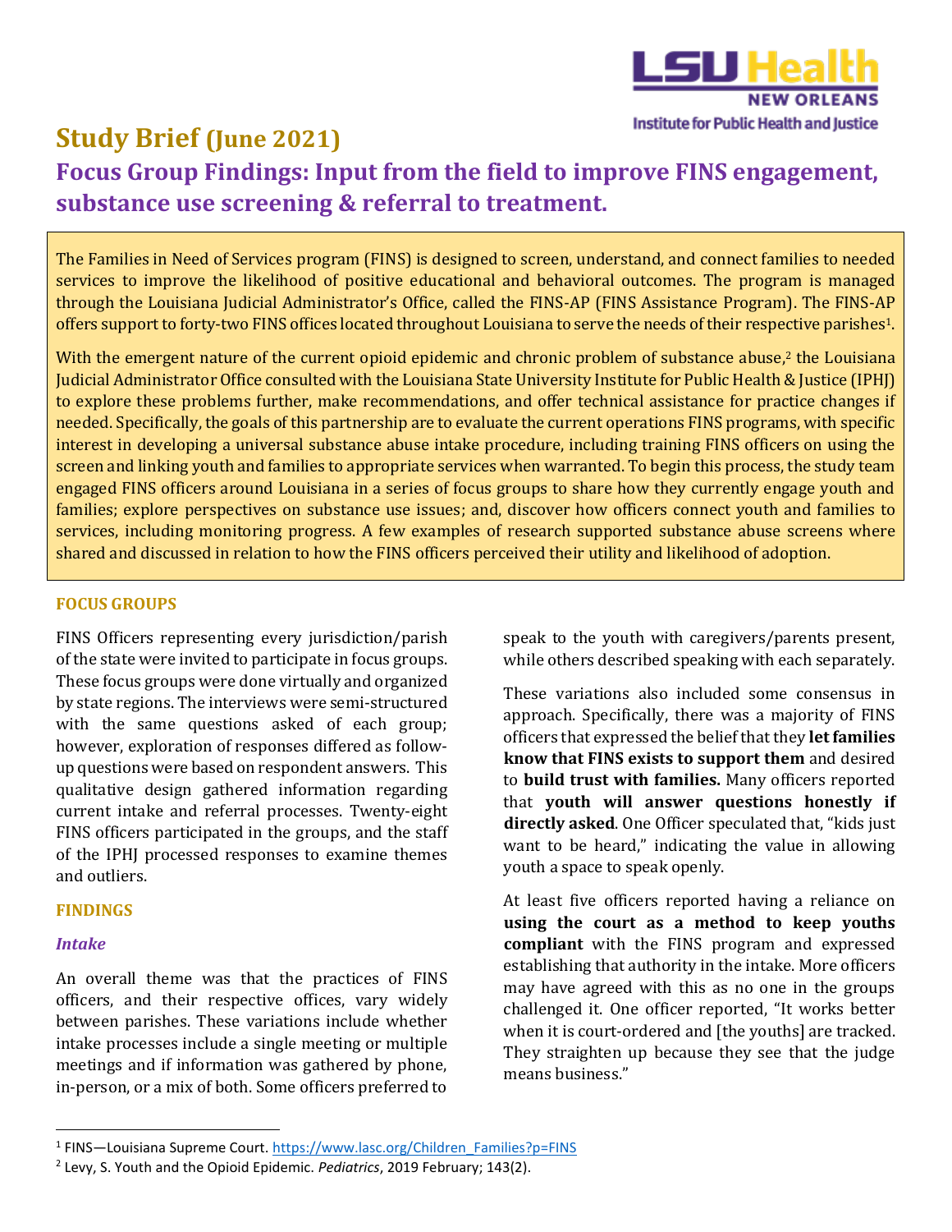# Study Brief (June 2021)

## Focus Group Findings: Input from the field to improve FINS engagement, substance use screening & referral to treatment.

The Families in Need of Services program (FINS) is designed to screen, understand, and connect families to needed services to improve the likelihood of positive educational and behavioral outcomes. The program is managed through the Louisiana Judicial Administrator's Office, called the FINS-AP (FINS Assistance Program). The FINS-AP offers support to forty-two FINS offices located throughout Louisiana to serve the needs of their respective parishes[1].

With the emergent nature of the current opioid epidemic and chronic problem of substance abuse,[2] the Louisiana Judicial Administrator Office consulted with the Louisiana State University Institute for Public Health & Justice (IPHJ) to explore these problems further, make recommendations, and offer technical assistance for practice changes if needed. Specifically, the goals of this partnership are to evaluate the current operations FINS programs, with specific interest in developing a universal substance abuse intake procedure, including training FINS officers on using the screen and linking youth and families to appropriate services when warranted. To begin this process, the study team engaged FINS officers around Louisiana in a series of focus groups to share how they currently engage youth and families; explore perspectives on substance use issues; and, discover how officers connect youth and families to services, including monitoring progress. A few examples of research supported substance abuse screens where shared and discussed in relation to how the FINS officers perceived their utility and likelihood of adoption.

### FOCUS GROUPS

FINS Officers representing every jurisdiction/parish of the state were invited to participate in focus groups. These focus groups were done virtually and organized by state regions. The interviews were semi-structured with the same questions asked of each group; however, exploration of responses differed as follow-up questions were based on respondent answers. This qualitative design gathered information regarding current intake and referral processes. Twenty-eight FINS officers participated in the groups, and the staff of the IPHJ processed responses to examine themes and outliers.

### FINDINGS

#### *Intake*

An overall theme was that the practices of FINS officers, and their respective offices, vary widely between parishes. These variations include whether intake processes include a single meeting or multiple meetings and if information was gathered by phone, in-person, or a mix of both. Some officers preferred to speak to the youth with caregivers/parents present, while others described speaking with each separately.

These variations also included some consensus in approach. Specifically, there was a majority of FINS officers that expressed the belief that they **let families know that FINS exists to support them** and desired to **build trust with families.** Many officers reported that **youth will answer questions honestly if directly asked**. One Officer speculated that, "kids just want to be heard," indicating the value in allowing youth a space to speak openly.

At least five officers reported having a reliance on **using the court as a method to keep youths compliant** with the FINS program and expressed establishing that authority in the intake. More officers may have agreed with this as no one in the groups challenged it. One officer reported, "It works better when it is court-ordered and [the youths] are tracked. They straighten up because they see that the judge means business."

---

[1] FINS—Louisiana Supreme Court. https://www.lasc.org/Children_Families?p=FINS

[2] Levy, S. Youth and the Opioid Epidemic. *Pediatrics*, 2019 February; 143(2).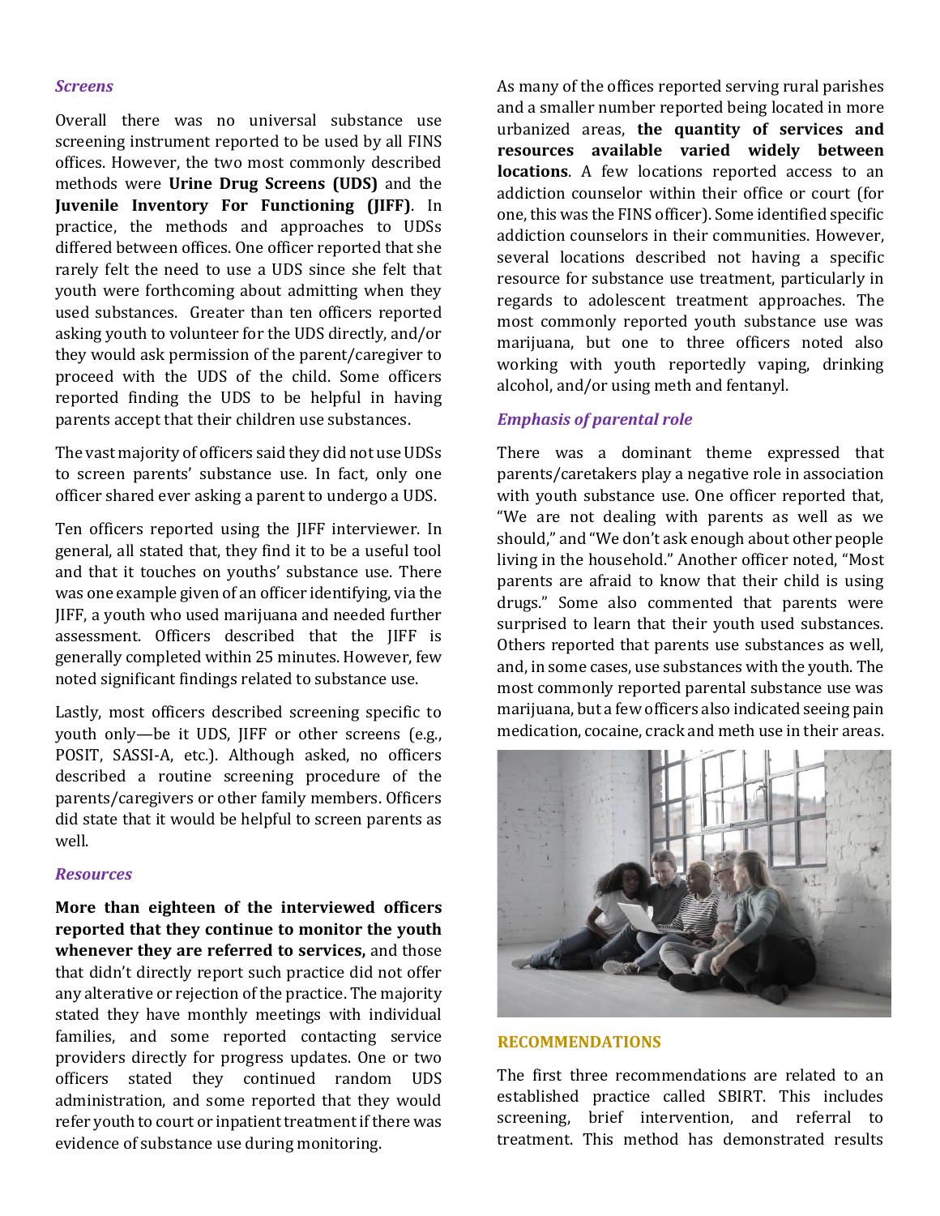### *Screens*

Overall there was no universal substance use screening instrument reported to be used by all FINS offices. However, the two most commonly described methods were **Urine Drug Screens (UDS)** and the **Juvenile Inventory For Functioning (JIFF)**. In practice, the methods and approaches to UDSs differed between offices. One officer reported that she rarely felt the need to use a UDS since she felt that youth were forthcoming about admitting when they used substances. Greater than ten officers reported asking youth to volunteer for the UDS directly, and/or they would ask permission of the parent/caregiver to proceed with the UDS of the child. Some officers reported finding the UDS to be helpful in having parents accept that their children use substances.

The vast majority of officers said they did not use UDSs to screen parents' substance use. In fact, only one officer shared ever asking a parent to undergo a UDS.

Ten officers reported using the JIFF interviewer. In general, all stated that, they find it to be a useful tool and that it touches on youths' substance use. There was one example given of an officer identifying, via the JIFF, a youth who used marijuana and needed further assessment. Officers described that the JIFF is generally completed within 25 minutes. However, few noted significant findings related to substance use.

Lastly, most officers described screening specific to youth only—be it UDS, JIFF or other screens (e.g., POSIT, SASSI-A, etc.). Although asked, no officers described a routine screening procedure of the parents/caregivers or other family members. Officers did state that it would be helpful to screen parents as well.

### *Resources*

**More than eighteen of the interviewed officers reported that they continue to monitor the youth whenever they are referred to services,** and those that didn't directly report such practice did not offer any alterative or rejection of the practice. The majority stated they have monthly meetings with individual families, and some reported contacting service providers directly for progress updates. One or two officers stated they continued random UDS administration, and some reported that they would refer youth to court or inpatient treatment if there was evidence of substance use during monitoring.

As many of the offices reported serving rural parishes and a smaller number reported being located in more urbanized areas, **the quantity of services and resources available varied widely between locations**. A few locations reported access to an addiction counselor within their office or court (for one, this was the FINS officer). Some identified specific addiction counselors in their communities. However, several locations described not having a specific resource for substance use treatment, particularly in regards to adolescent treatment approaches. The most commonly reported youth substance use was marijuana, but one to three officers noted also working with youth reportedly vaping, drinking alcohol, and/or using meth and fentanyl.

### *Emphasis of parental role*

There was a dominant theme expressed that parents/caretakers play a negative role in association with youth substance use. One officer reported that, "We are not dealing with parents as well as we should," and "We don't ask enough about other people living in the household." Another officer noted, "Most parents are afraid to know that their child is using drugs." Some also commented that parents were surprised to learn that their youth used substances. Others reported that parents use substances as well, and, in some cases, use substances with the youth. The most commonly reported parental substance use was marijuana, but a few officers also indicated seeing pain medication, cocaine, crack and meth use in their areas.

## RECOMMENDATIONS

The first three recommendations are related to an established practice called SBIRT. This includes screening, brief intervention, and referral to treatment. This method has demonstrated results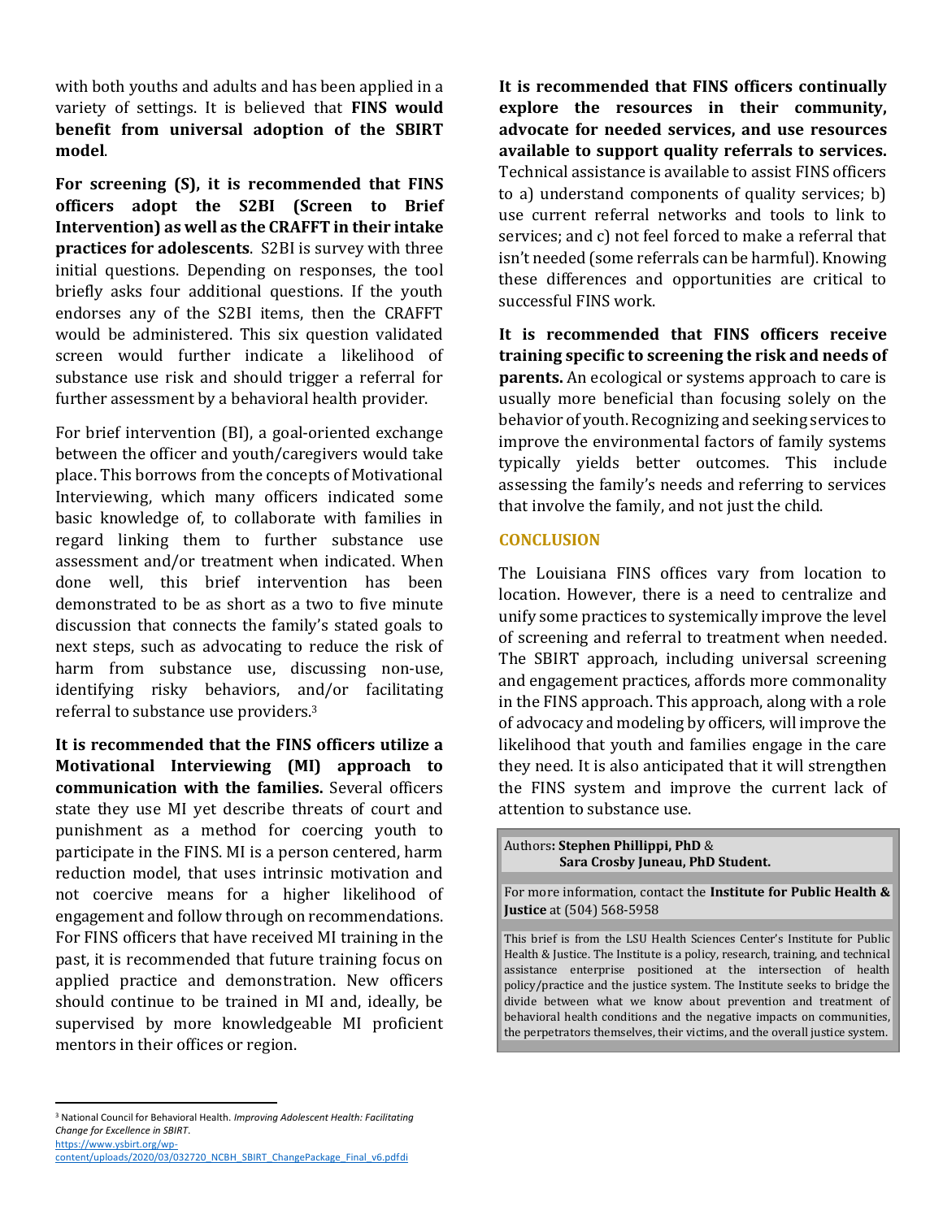with both youths and adults and has been applied in a variety of settings. It is believed that **FINS would benefit from universal adoption of the SBIRT model**.

**For screening (S), it is recommended that FINS officers adopt the S2BI (Screen to Brief Intervention) as well as the CRAFFT in their intake practices for adolescents**. S2BI is survey with three initial questions. Depending on responses, the tool briefly asks four additional questions. If the youth endorses any of the S2BI items, then the CRAFFT would be administered. This six question validated screen would further indicate a likelihood of substance use risk and should trigger a referral for further assessment by a behavioral health provider.

For brief intervention (BI), a goal-oriented exchange between the officer and youth/caregivers would take place. This borrows from the concepts of Motivational Interviewing, which many officers indicated some basic knowledge of, to collaborate with families in regard linking them to further substance use assessment and/or treatment when indicated. When done well, this brief intervention has been demonstrated to be as short as a two to five minute discussion that connects the family's stated goals to next steps, such as advocating to reduce the risk of harm from substance use, discussing non-use, identifying risky behaviors, and/or facilitating referral to substance use providers.[3]

**It is recommended that the FINS officers utilize a Motivational Interviewing (MI) approach to communication with the families.** Several officers state they use MI yet describe threats of court and punishment as a method for coercing youth to participate in the FINS. MI is a person centered, harm reduction model, that uses intrinsic motivation and not coercive means for a higher likelihood of engagement and follow through on recommendations. For FINS officers that have received MI training in the past, it is recommended that future training focus on applied practice and demonstration. New officers should continue to be trained in MI and, ideally, be supervised by more knowledgeable MI proficient mentors in their offices or region.

**It is recommended that FINS officers continually explore the resources in their community, advocate for needed services, and use resources available to support quality referrals to services.** Technical assistance is available to assist FINS officers to a) understand components of quality services; b) use current referral networks and tools to link to services; and c) not feel forced to make a referral that isn't needed (some referrals can be harmful). Knowing these differences and opportunities are critical to successful FINS work.

**It is recommended that FINS officers receive training specific to screening the risk and needs of parents.** An ecological or systems approach to care is usually more beneficial than focusing solely on the behavior of youth. Recognizing and seeking services to improve the environmental factors of family systems typically yields better outcomes. This include assessing the family's needs and referring to services that involve the family, and not just the child.

## CONCLUSION

The Louisiana FINS offices vary from location to location. However, there is a need to centralize and unify some practices to systemically improve the level of screening and referral to treatment when needed. The SBIRT approach, including universal screening and engagement practices, affords more commonality in the FINS approach. This approach, along with a role of advocacy and modeling by officers, will improve the likelihood that youth and families engage in the care they need. It is also anticipated that it will strengthen the FINS system and improve the current lack of attention to substance use.

Authors**: Stephen Phillippi, PhD** &
**Sara Crosby Juneau, PhD Student.**

For more information, contact the **Institute for Public Health & Justice** at (504) 568-5958

This brief is from the LSU Health Sciences Center's Institute for Public Health & Justice. The Institute is a policy, research, training, and technical assistance enterprise positioned at the intersection of health policy/practice and the justice system. The Institute seeks to bridge the divide between what we know about prevention and treatment of behavioral health conditions and the negative impacts on communities, the perpetrators themselves, their victims, and the overall justice system.

---

[3] National Council for Behavioral Health. *Improving Adolescent Health: Facilitating Change for Excellence in SBIRT*. https://www.ysbirt.org/wp-content/uploads/2020/03/032720_NCBH_SBIRT_ChangePackage_Final_v6.pdfdi